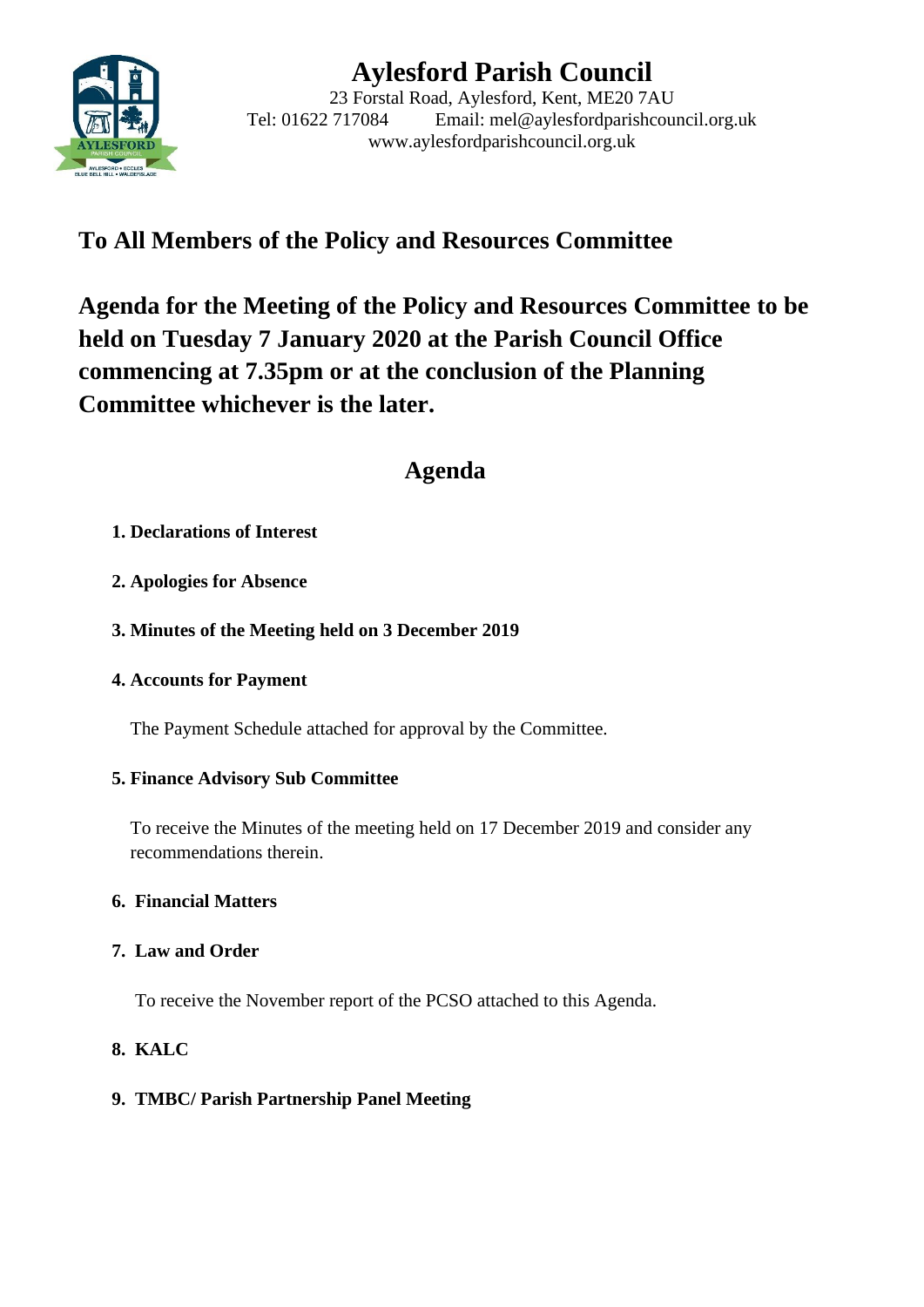# Aylesford Parish Council

23 Forstal Road, Aylesford, Kent, ME20 7AU
Tel: 01622 717084 Email: mel@aylesfordparishcouncil.org.uk
www.aylesfordparishcouncil.org.uk

## To All Members of the Policy and Resources Committee

## Agenda for the Meeting of the Policy and Resources Committee to be held on Tuesday 7 January 2020 at the Parish Council Office commencing at 7.35pm or at the conclusion of the Planning Committee whichever is the later.

## Agenda

**1. Declarations of Interest**

**2. Apologies for Absence**

**3. Minutes of the Meeting held on 3 December 2019**

**4. Accounts for Payment**

The Payment Schedule attached for approval by the Committee.

**5. Finance Advisory Sub Committee**

To receive the Minutes of the meeting held on 17 December 2019 and consider any recommendations therein.

**6. Financial Matters**

**7. Law and Order**

To receive the November report of the PCSO attached to this Agenda.

**8. KALC**

**9. TMBC/ Parish Partnership Panel Meeting**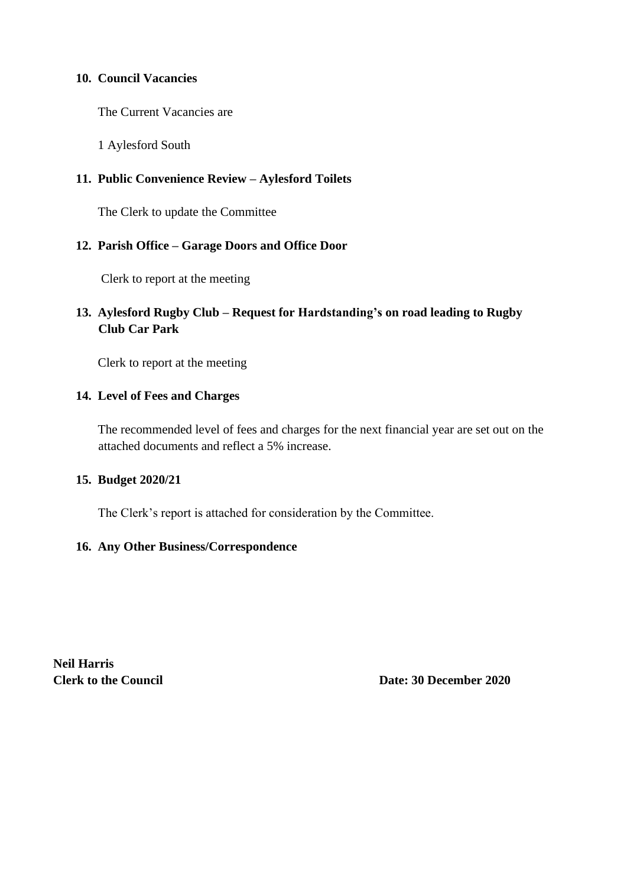**10. Council Vacancies**

The Current Vacancies are

1 Aylesford South

**11. Public Convenience Review – Aylesford Toilets**

The Clerk to update the Committee

**12. Parish Office – Garage Doors and Office Door**

Clerk to report at the meeting

**13. Aylesford Rugby Club – Request for Hardstanding's on road leading to Rugby Club Car Park**

Clerk to report at the meeting

**14. Level of Fees and Charges**

The recommended level of fees and charges for the next financial year are set out on the attached documents and reflect a 5% increase.

**15. Budget 2020/21**

The Clerk's report is attached for consideration by the Committee.

**16. Any Other Business/Correspondence**

**Neil Harris**
**Clerk to the Council** **Date: 30 December 2020**